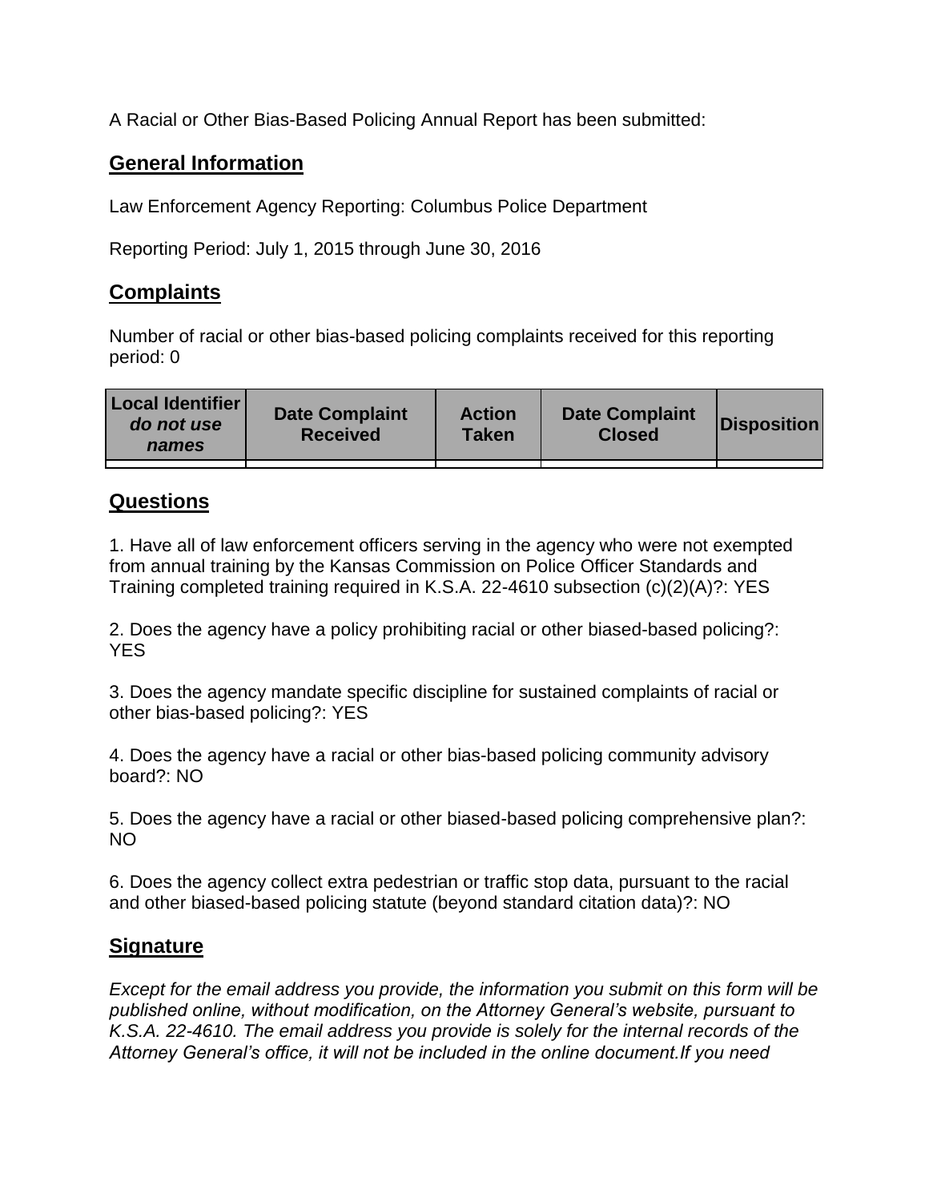A Racial or Other Bias-Based Policing Annual Report has been submitted:

## General Information

Law Enforcement Agency Reporting: Columbus Police Department

Reporting Period: July 1, 2015 through June 30, 2016

## Complaints

Number of racial or other bias-based policing complaints received for this reporting period: 0

| **Local Identifier** ***do not use names*** | **Date Complaint Received** | **Action Taken** | **Date Complaint Closed** | **Disposition** |
|---|---|---|---|---|
| | | | | |

## Questions

1. Have all of law enforcement officers serving in the agency who were not exempted from annual training by the Kansas Commission on Police Officer Standards and Training completed training required in K.S.A. 22-4610 subsection (c)(2)(A)?: YES

2. Does the agency have a policy prohibiting racial or other biased-based policing?: YES

3. Does the agency mandate specific discipline for sustained complaints of racial or other bias-based policing?: YES

4. Does the agency have a racial or other bias-based policing community advisory board?: NO

5. Does the agency have a racial or other biased-based policing comprehensive plan?: NO

6. Does the agency collect extra pedestrian or traffic stop data, pursuant to the racial and other biased-based policing statute (beyond standard citation data)?: NO

## Signature

*Except for the email address you provide, the information you submit on this form will be published online, without modification, on the Attorney General's website, pursuant to K.S.A. 22-4610. The email address you provide is solely for the internal records of the Attorney General's office, it will not be included in the online document.If you need*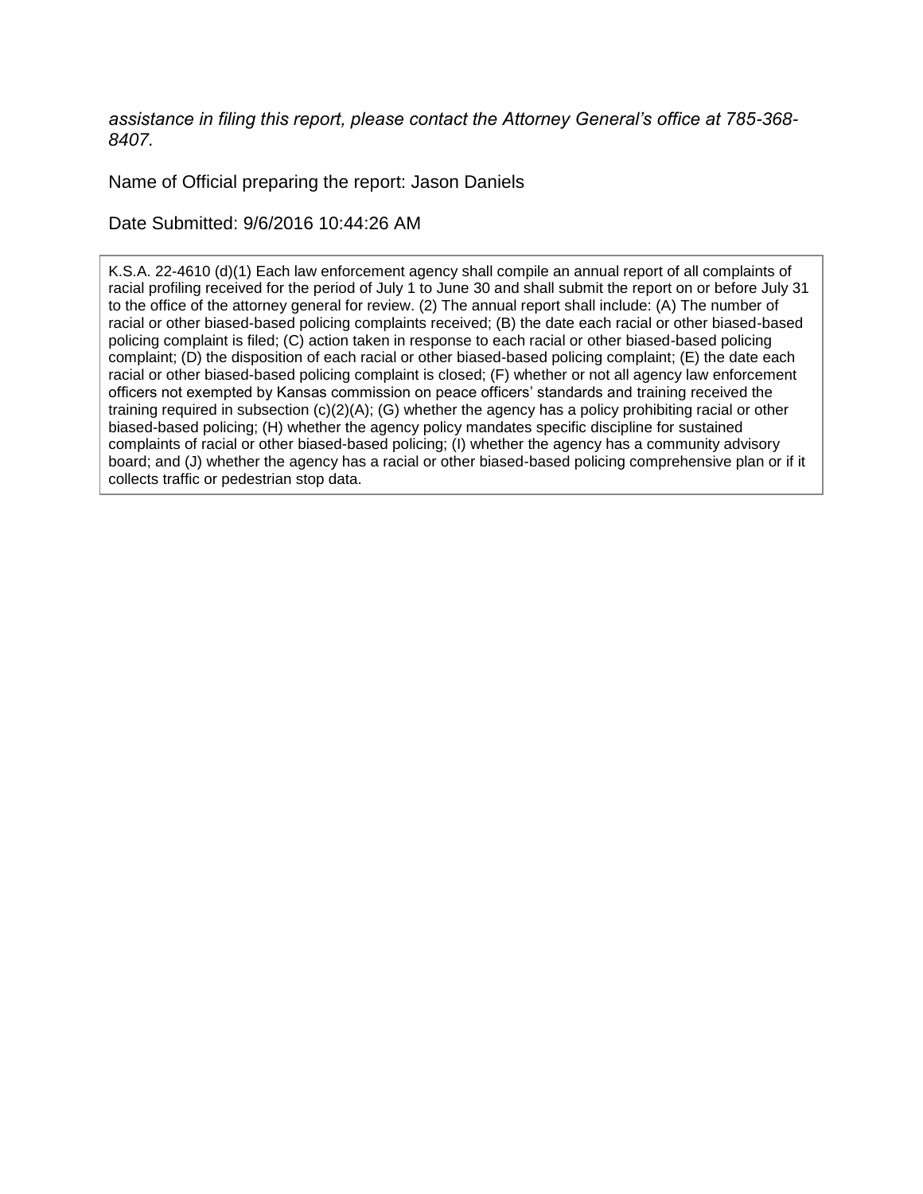*assistance in filing this report, please contact the Attorney General's office at 785-368-8407.*

Name of Official preparing the report: Jason Daniels

Date Submitted: 9/6/2016 10:44:26 AM

K.S.A. 22-4610 (d)(1) Each law enforcement agency shall compile an annual report of all complaints of racial profiling received for the period of July 1 to June 30 and shall submit the report on or before July 31 to the office of the attorney general for review. (2) The annual report shall include: (A) The number of racial or other biased-based policing complaints received; (B) the date each racial or other biased-based policing complaint is filed; (C) action taken in response to each racial or other biased-based policing complaint; (D) the disposition of each racial or other biased-based policing complaint; (E) the date each racial or other biased-based policing complaint is closed; (F) whether or not all agency law enforcement officers not exempted by Kansas commission on peace officers' standards and training received the training required in subsection (c)(2)(A); (G) whether the agency has a policy prohibiting racial or other biased-based policing; (H) whether the agency policy mandates specific discipline for sustained complaints of racial or other biased-based policing; (I) whether the agency has a community advisory board; and (J) whether the agency has a racial or other biased-based policing comprehensive plan or if it collects traffic or pedestrian stop data.